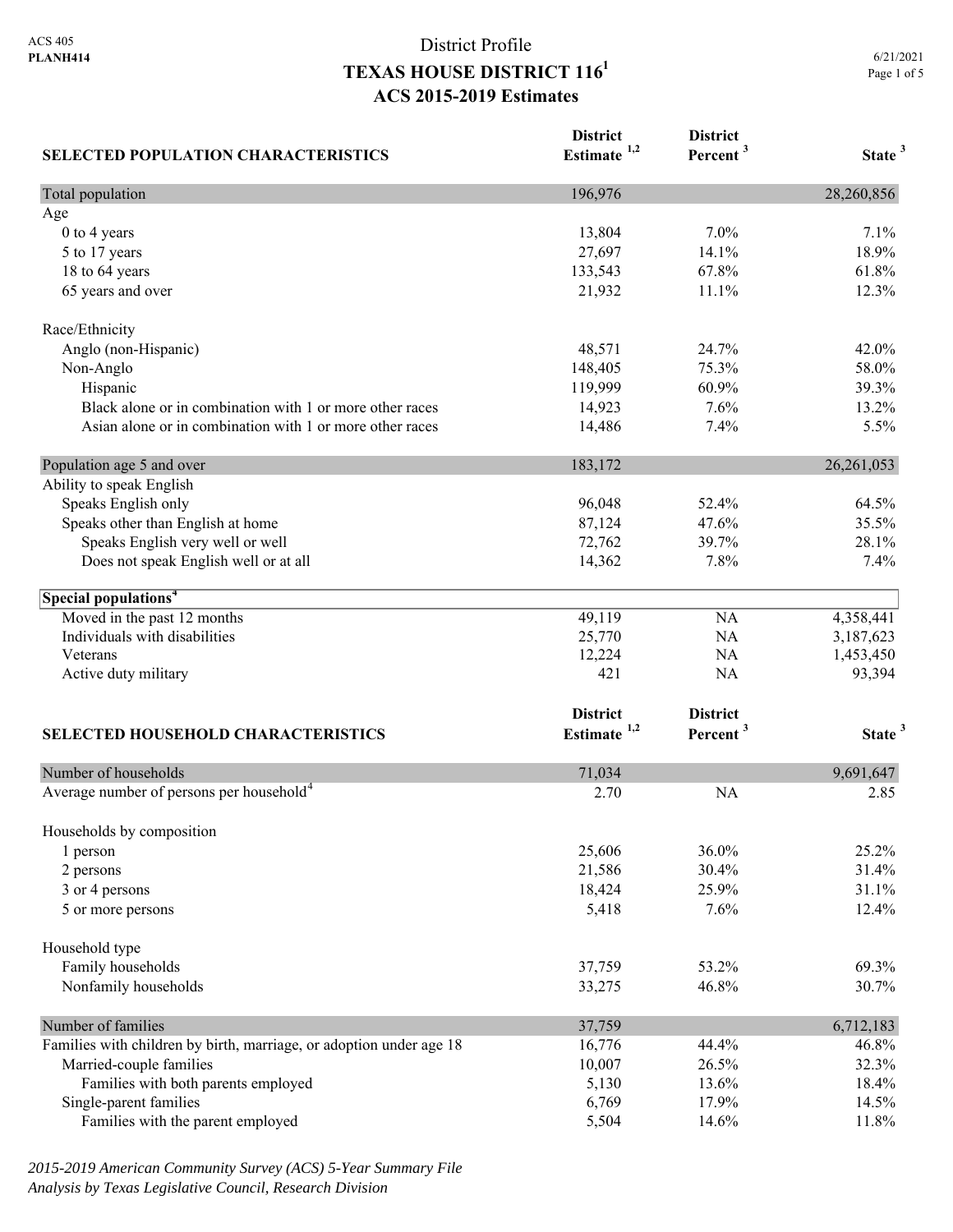ACS 405
**PLANH414**

# District Profile
# TEXAS HOUSE DISTRICT 116[1]
## ACS 2015-2019 Estimates

6/21/2021

| SELECTED POPULATION CHARACTERISTICS | District Estimate [1,2] | District Percent [3] | State [3] |
|---|---|---|---|
| Total population | 196,976 | | 28,260,856 |
| Age | | | |
| 0 to 4 years | 13,804 | 7.0% | 7.1% |
| 5 to 17 years | 27,697 | 14.1% | 18.9% |
| 18 to 64 years | 133,543 | 67.8% | 61.8% |
| 65 years and over | 21,932 | 11.1% | 12.3% |
| Race/Ethnicity | | | |
| Anglo (non-Hispanic) | 48,571 | 24.7% | 42.0% |
| Non-Anglo | 148,405 | 75.3% | 58.0% |
| Hispanic | 119,999 | 60.9% | 39.3% |
| Black alone or in combination with 1 or more other races | 14,923 | 7.6% | 13.2% |
| Asian alone or in combination with 1 or more other races | 14,486 | 7.4% | 5.5% |
| Population age 5 and over | 183,172 | | 26,261,053 |
| Ability to speak English | | | |
| Speaks English only | 96,048 | 52.4% | 64.5% |
| Speaks other than English at home | 87,124 | 47.6% | 35.5% |
| Speaks English very well or well | 72,762 | 39.7% | 28.1% |
| Does not speak English well or at all | 14,362 | 7.8% | 7.4% |
| **Special populations[4]** | | | |
| Moved in the past 12 months | 49,119 | NA | 4,358,441 |
| Individuals with disabilities | 25,770 | NA | 3,187,623 |
| Veterans | 12,224 | NA | 1,453,450 |
| Active duty military | 421 | NA | 93,394 |

| SELECTED HOUSEHOLD CHARACTERISTICS | District Estimate [1,2] | District Percent [3] | State [3] |
|---|---|---|---|
| Number of households | 71,034 | | 9,691,647 |
| Average number of persons per household[4] | 2.70 | NA | 2.85 |
| Households by composition | | | |
| 1 person | 25,606 | 36.0% | 25.2% |
| 2 persons | 21,586 | 30.4% | 31.4% |
| 3 or 4 persons | 18,424 | 25.9% | 31.1% |
| 5 or more persons | 5,418 | 7.6% | 12.4% |
| Household type | | | |
| Family households | 37,759 | 53.2% | 69.3% |
| Nonfamily households | 33,275 | 46.8% | 30.7% |
| Number of families | 37,759 | | 6,712,183 |
| Families with children by birth, marriage, or adoption under age 18 | 16,776 | 44.4% | 46.8% |
| Married-couple families | 10,007 | 26.5% | 32.3% |
| Families with both parents employed | 5,130 | 13.6% | 18.4% |
| Single-parent families | 6,769 | 17.9% | 14.5% |
| Families with the parent employed | 5,504 | 14.6% | 11.8% |

*2015-2019 American Community Survey (ACS) 5-Year Summary File*
*Analysis by Texas Legislative Council, Research Division*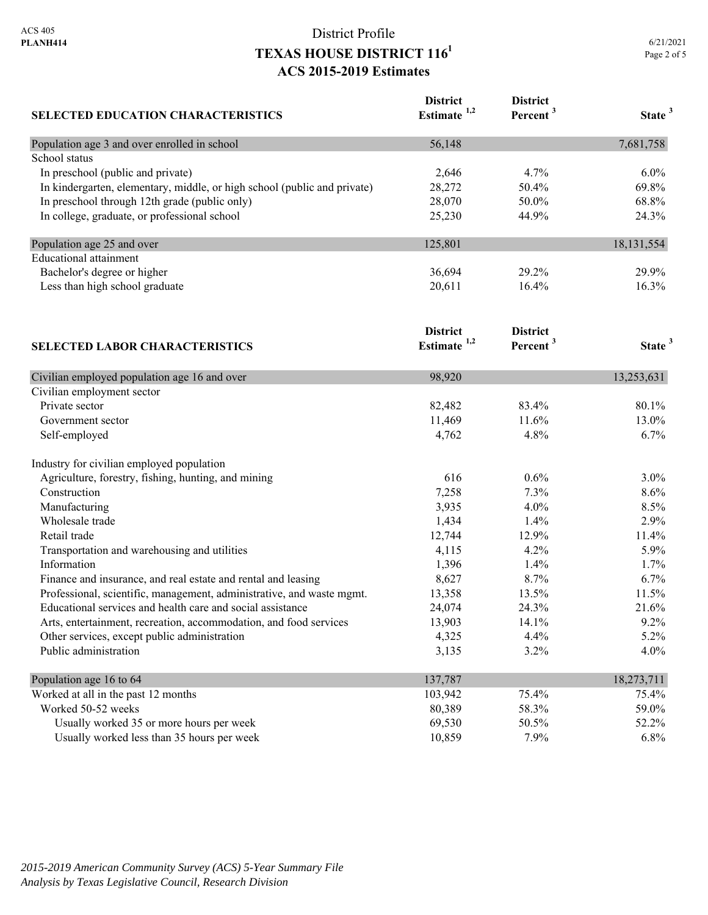# District Profile
## TEXAS HOUSE DISTRICT 116[1]
### ACS 2015-2019 Estimates

| SELECTED EDUCATION CHARACTERISTICS | District Estimate [1,2] | District Percent [3] | State [3] |
|---|---|---|---|
| Population age 3 and over enrolled in school | 56,148 | | 7,681,758 |
| School status | | | |
| In preschool (public and private) | 2,646 | 4.7% | 6.0% |
| In kindergarten, elementary, middle, or high school (public and private) | 28,272 | 50.4% | 69.8% |
| In preschool through 12th grade (public only) | 28,070 | 50.0% | 68.8% |
| In college, graduate, or professional school | 25,230 | 44.9% | 24.3% |
| Population age 25 and over | 125,801 | | 18,131,554 |
| Educational attainment | | | |
| Bachelor's degree or higher | 36,694 | 29.2% | 29.9% |
| Less than high school graduate | 20,611 | 16.4% | 16.3% |

| SELECTED LABOR CHARACTERISTICS | District Estimate [1,2] | District Percent [3] | State [3] |
|---|---|---|---|
| Civilian employed population age 16 and over | 98,920 | | 13,253,631 |
| Civilian employment sector | | | |
| Private sector | 82,482 | 83.4% | 80.1% |
| Government sector | 11,469 | 11.6% | 13.0% |
| Self-employed | 4,762 | 4.8% | 6.7% |
| Industry for civilian employed population | | | |
| Agriculture, forestry, fishing, hunting, and mining | 616 | 0.6% | 3.0% |
| Construction | 7,258 | 7.3% | 8.6% |
| Manufacturing | 3,935 | 4.0% | 8.5% |
| Wholesale trade | 1,434 | 1.4% | 2.9% |
| Retail trade | 12,744 | 12.9% | 11.4% |
| Transportation and warehousing and utilities | 4,115 | 4.2% | 5.9% |
| Information | 1,396 | 1.4% | 1.7% |
| Finance and insurance, and real estate and rental and leasing | 8,627 | 8.7% | 6.7% |
| Professional, scientific, management, administrative, and waste mgmt. | 13,358 | 13.5% | 11.5% |
| Educational services and health care and social assistance | 24,074 | 24.3% | 21.6% |
| Arts, entertainment, recreation, accommodation, and food services | 13,903 | 14.1% | 9.2% |
| Other services, except public administration | 4,325 | 4.4% | 5.2% |
| Public administration | 3,135 | 3.2% | 4.0% |
| Population age 16 to 64 | 137,787 | | 18,273,711 |
| Worked at all in the past 12 months | 103,942 | 75.4% | 75.4% |
| Worked 50-52 weeks | 80,389 | 58.3% | 59.0% |
| Usually worked 35 or more hours per week | 69,530 | 50.5% | 52.2% |
| Usually worked less than 35 hours per week | 10,859 | 7.9% | 6.8% |

*2015-2019 American Community Survey (ACS) 5-Year Summary File*
*Analysis by Texas Legislative Council, Research Division*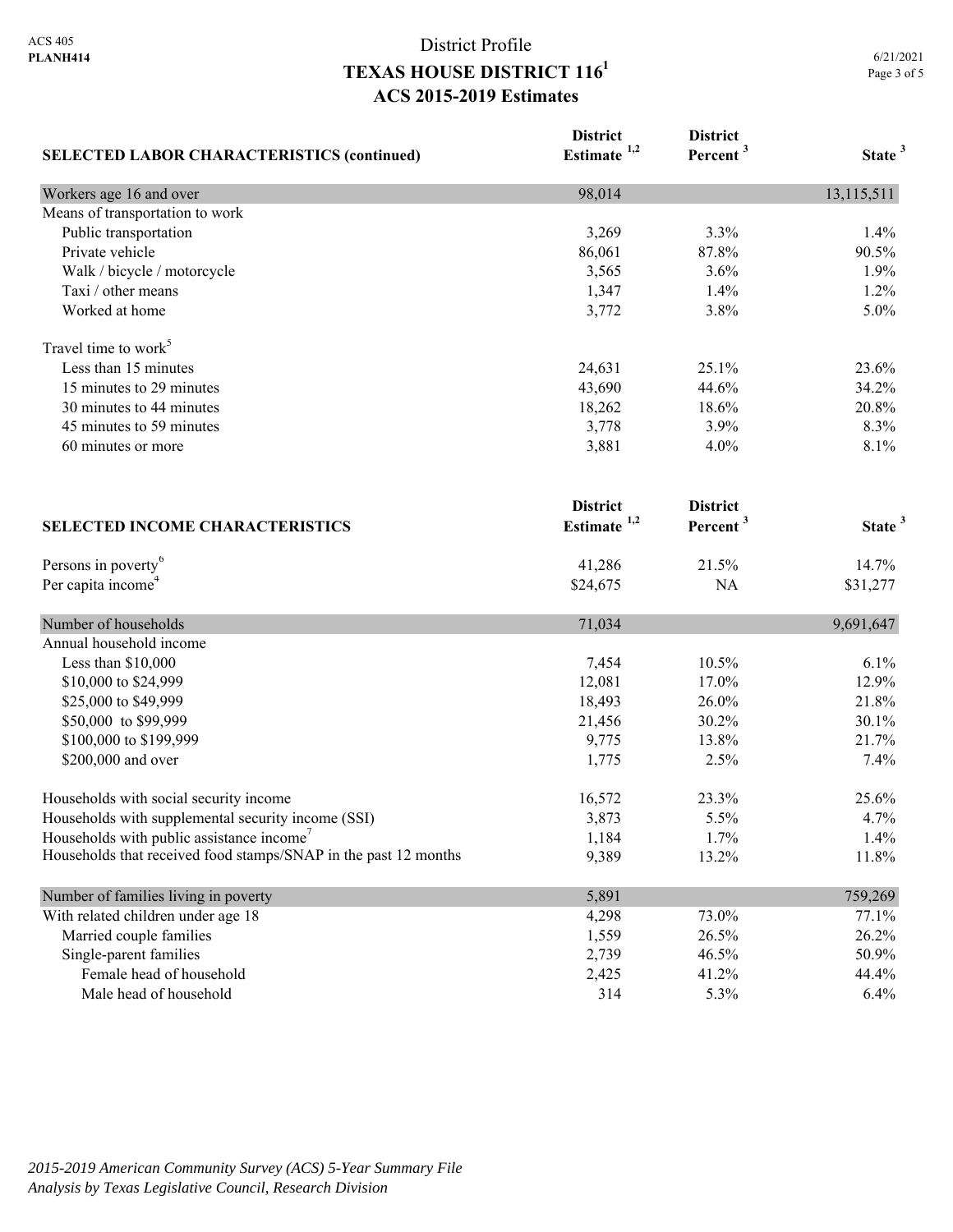# District Profile

## TEXAS HOUSE DISTRICT 116[1]

### ACS 2015-2019 Estimates

| SELECTED LABOR CHARACTERISTICS (continued) | District Estimate [1,2] | District Percent [3] | State [3] |
|---|---|---|---|
| Workers age 16 and over | 98,014 | | 13,115,511 |
| Means of transportation to work | | | |
| Public transportation | 3,269 | 3.3% | 1.4% |
| Private vehicle | 86,061 | 87.8% | 90.5% |
| Walk / bicycle / motorcycle | 3,565 | 3.6% | 1.9% |
| Taxi / other means | 1,347 | 1.4% | 1.2% |
| Worked at home | 3,772 | 3.8% | 5.0% |
| Travel time to work[5] | | | |
| Less than 15 minutes | 24,631 | 25.1% | 23.6% |
| 15 minutes to 29 minutes | 43,690 | 44.6% | 34.2% |
| 30 minutes to 44 minutes | 18,262 | 18.6% | 20.8% |
| 45 minutes to 59 minutes | 3,778 | 3.9% | 8.3% |
| 60 minutes or more | 3,881 | 4.0% | 8.1% |

| SELECTED INCOME CHARACTERISTICS | District Estimate [1,2] | District Percent [3] | State [3] |
|---|---|---|---|
| Persons in poverty[6] | 41,286 | 21.5% | 14.7% |
| Per capita income[4] | $24,675 | NA | $31,277 |
| Number of households | 71,034 | | 9,691,647 |
| Annual household income | | | |
| Less than $10,000 | 7,454 | 10.5% | 6.1% |
| $10,000 to $24,999 | 12,081 | 17.0% | 12.9% |
| $25,000 to $49,999 | 18,493 | 26.0% | 21.8% |
| $50,000 to $99,999 | 21,456 | 30.2% | 30.1% |
| $100,000 to $199,999 | 9,775 | 13.8% | 21.7% |
| $200,000 and over | 1,775 | 2.5% | 7.4% |
| Households with social security income | 16,572 | 23.3% | 25.6% |
| Households with supplemental security income (SSI) | 3,873 | 5.5% | 4.7% |
| Households with public assistance income[7] | 1,184 | 1.7% | 1.4% |
| Households that received food stamps/SNAP in the past 12 months | 9,389 | 13.2% | 11.8% |
| Number of families living in poverty | 5,891 | | 759,269 |
| With related children under age 18 | 4,298 | 73.0% | 77.1% |
| Married couple families | 1,559 | 26.5% | 26.2% |
| Single-parent families | 2,739 | 46.5% | 50.9% |
| Female head of household | 2,425 | 41.2% | 44.4% |
| Male head of household | 314 | 5.3% | 6.4% |

*2015-2019 American Community Survey (ACS) 5-Year Summary File*
*Analysis by Texas Legislative Council, Research Division*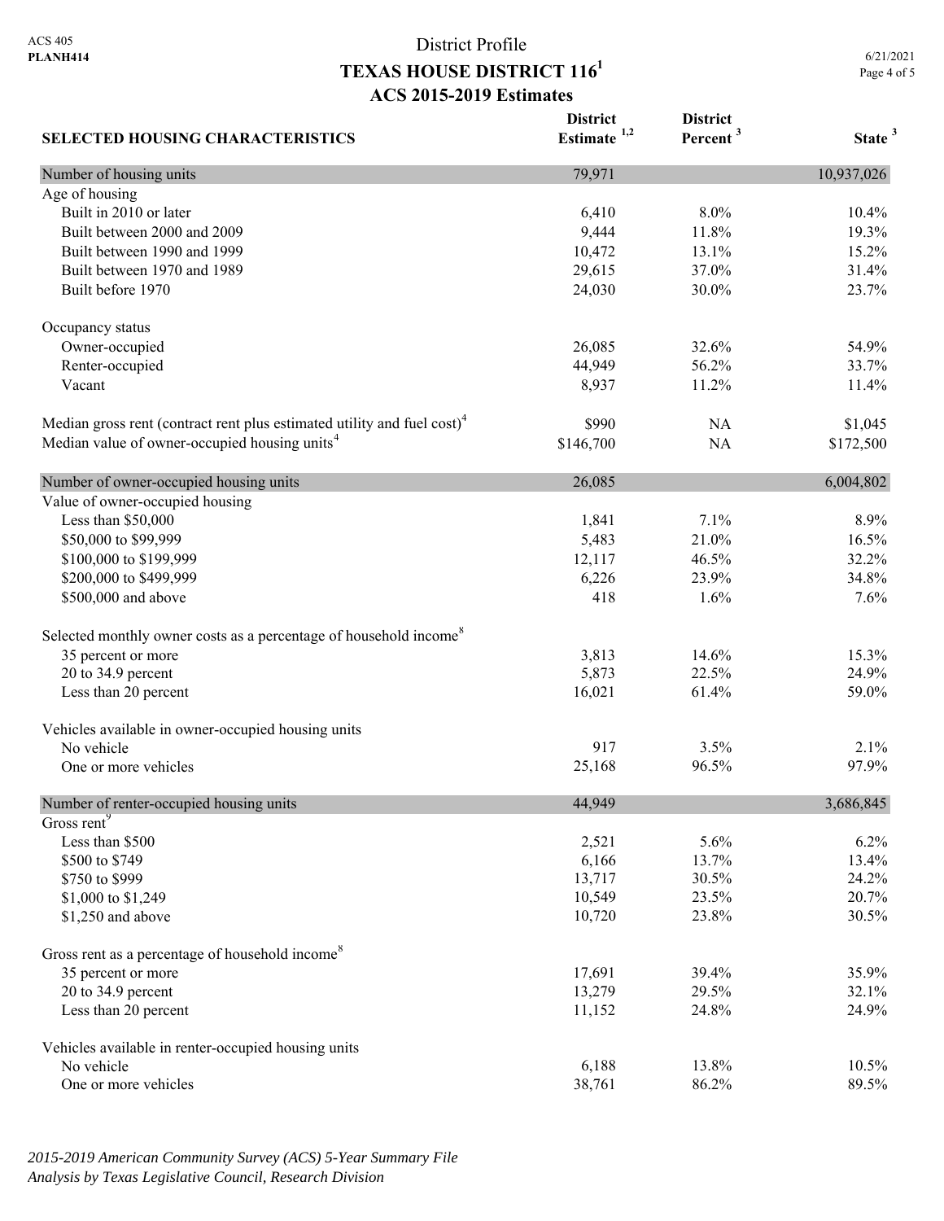ACS 405
**PLANH414**

# District Profile
## TEXAS HOUSE DISTRICT 116[1]
## ACS 2015-2019 Estimates

6/21/2021

| SELECTED HOUSING CHARACTERISTICS | District Estimate [1,2] | District Percent [3] | State [3] |
|---|---|---|---|
| Number of housing units | 79,971 | | 10,937,026 |
| Age of housing | | | |
| Built in 2010 or later | 6,410 | 8.0% | 10.4% |
| Built between 2000 and 2009 | 9,444 | 11.8% | 19.3% |
| Built between 1990 and 1999 | 10,472 | 13.1% | 15.2% |
| Built between 1970 and 1989 | 29,615 | 37.0% | 31.4% |
| Built before 1970 | 24,030 | 30.0% | 23.7% |
| Occupancy status | | | |
| Owner-occupied | 26,085 | 32.6% | 54.9% |
| Renter-occupied | 44,949 | 56.2% | 33.7% |
| Vacant | 8,937 | 11.2% | 11.4% |
| Median gross rent (contract rent plus estimated utility and fuel cost)[4] | $990 | NA | $1,045 |
| Median value of owner-occupied housing units[4] | $146,700 | NA | $172,500 |
| Number of owner-occupied housing units | 26,085 | | 6,004,802 |
| Value of owner-occupied housing | | | |
| Less than $50,000 | 1,841 | 7.1% | 8.9% |
| $50,000 to $99,999 | 5,483 | 21.0% | 16.5% |
| $100,000 to $199,999 | 12,117 | 46.5% | 32.2% |
| $200,000 to $499,999 | 6,226 | 23.9% | 34.8% |
| $500,000 and above | 418 | 1.6% | 7.6% |
| Selected monthly owner costs as a percentage of household income[8] | | | |
| 35 percent or more | 3,813 | 14.6% | 15.3% |
| 20 to 34.9 percent | 5,873 | 22.5% | 24.9% |
| Less than 20 percent | 16,021 | 61.4% | 59.0% |
| Vehicles available in owner-occupied housing units | | | |
| No vehicle | 917 | 3.5% | 2.1% |
| One or more vehicles | 25,168 | 96.5% | 97.9% |
| Number of renter-occupied housing units | 44,949 | | 3,686,845 |
| Gross rent[9] | | | |
| Less than $500 | 2,521 | 5.6% | 6.2% |
| $500 to $749 | 6,166 | 13.7% | 13.4% |
| $750 to $999 | 13,717 | 30.5% | 24.2% |
| $1,000 to $1,249 | 10,549 | 23.5% | 20.7% |
| $1,250 and above | 10,720 | 23.8% | 30.5% |
| Gross rent as a percentage of household income[8] | | | |
| 35 percent or more | 17,691 | 39.4% | 35.9% |
| 20 to 34.9 percent | 13,279 | 29.5% | 32.1% |
| Less than 20 percent | 11,152 | 24.8% | 24.9% |
| Vehicles available in renter-occupied housing units | | | |
| No vehicle | 6,188 | 13.8% | 10.5% |
| One or more vehicles | 38,761 | 86.2% | 89.5% |

*2015-2019 American Community Survey (ACS) 5-Year Summary File*
*Analysis by Texas Legislative Council, Research Division*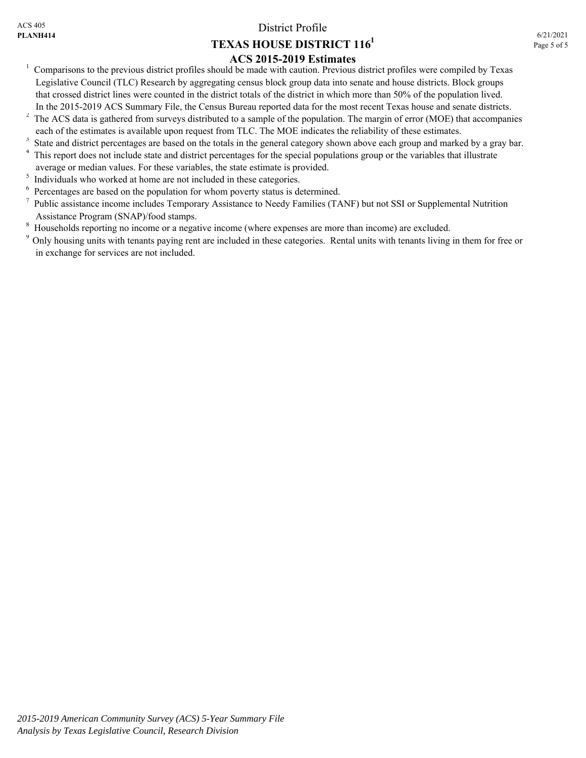ACS 405
**PLANH414**

# District Profile
# TEXAS HOUSE DISTRICT 116[1]
## ACS 2015-2019 Estimates

6/21/2021

[1] Comparisons to the previous district profiles should be made with caution. Previous district profiles were compiled by Texas Legislative Council (TLC) Research by aggregating census block group data into senate and house districts. Block groups that crossed district lines were counted in the district totals of the district in which more than 50% of the population lived. In the 2015-2019 ACS Summary File, the Census Bureau reported data for the most recent Texas house and senate districts.

[2] The ACS data is gathered from surveys distributed to a sample of the population. The margin of error (MOE) that accompanies each of the estimates is available upon request from TLC. The MOE indicates the reliability of these estimates.

[3] State and district percentages are based on the totals in the general category shown above each group and marked by a gray bar.

[4] This report does not include state and district percentages for the special populations group or the variables that illustrate average or median values. For these variables, the state estimate is provided.

[5] Individuals who worked at home are not included in these categories.

[6] Percentages are based on the population for whom poverty status is determined.

[7] Public assistance income includes Temporary Assistance to Needy Families (TANF) but not SSI or Supplemental Nutrition Assistance Program (SNAP)/food stamps.

[8] Households reporting no income or a negative income (where expenses are more than income) are excluded.

[9] Only housing units with tenants paying rent are included in these categories. Rental units with tenants living in them for free or in exchange for services are not included.

*2015-2019 American Community Survey (ACS) 5-Year Summary File*
*Analysis by Texas Legislative Council, Research Division*